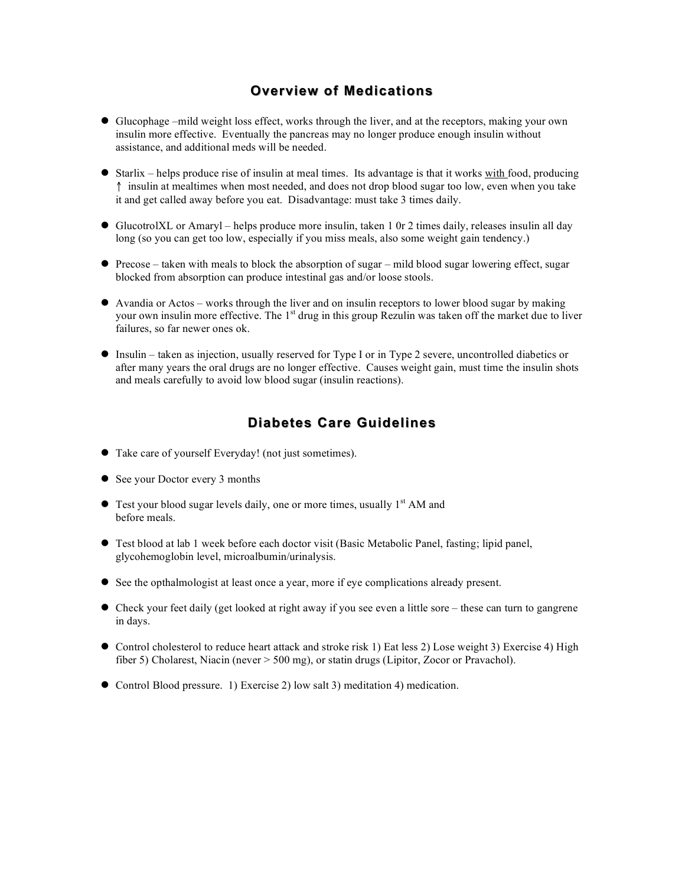## Overview of Medications

- Glucophage –mild weight loss effect, works through the liver, and at the receptors, making your own insulin more effective. Eventually the pancreas may no longer produce enough insulin without assistance, and additional meds will be needed.

- Starlix – helps produce rise of insulin at meal times. Its advantage is that it works with food, producing ↑ insulin at mealtimes when most needed, and does not drop blood sugar too low, even when you take it and get called away before you eat. Disadvantage: must take 3 times daily.

- GlucotrolXL or Amaryl – helps produce more insulin, taken 1 0r 2 times daily, releases insulin all day long (so you can get too low, especially if you miss meals, also some weight gain tendency.)

- Precose – taken with meals to block the absorption of sugar – mild blood sugar lowering effect, sugar blocked from absorption can produce intestinal gas and/or loose stools.

- Avandia or Actos – works through the liver and on insulin receptors to lower blood sugar by making your own insulin more effective. The 1st drug in this group Rezulin was taken off the market due to liver failures, so far newer ones ok.

- Insulin – taken as injection, usually reserved for Type I or in Type 2 severe, uncontrolled diabetics or after many years the oral drugs are no longer effective. Causes weight gain, must time the insulin shots and meals carefully to avoid low blood sugar (insulin reactions).

## Diabetes Care Guidelines

- Take care of yourself Everyday! (not just sometimes).

- See your Doctor every 3 months

- Test your blood sugar levels daily, one or more times, usually 1st AM and before meals.

- Test blood at lab 1 week before each doctor visit (Basic Metabolic Panel, fasting; lipid panel, glycohemoglobin level, microalbumin/urinalysis.

- See the opthalmologist at least once a year, more if eye complications already present.

- Check your feet daily (get looked at right away if you see even a little sore – these can turn to gangrene in days.

- Control cholesterol to reduce heart attack and stroke risk 1) Eat less 2) Lose weight 3) Exercise 4) High fiber 5) Cholarest, Niacin (never > 500 mg), or statin drugs (Lipitor, Zocor or Pravachol).

- Control Blood pressure. 1) Exercise 2) low salt 3) meditation 4) medication.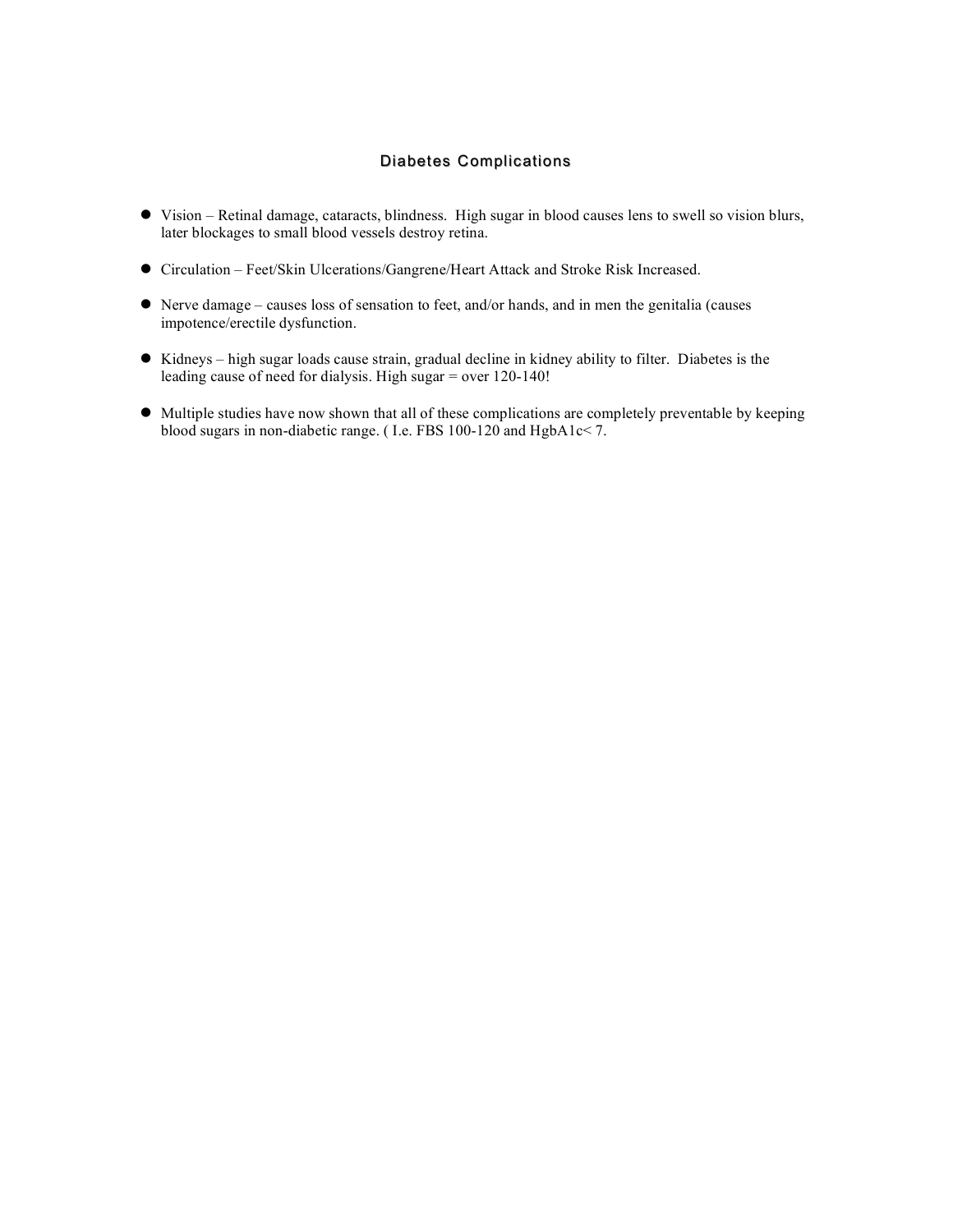## Diabetes Complications

- Vision – Retinal damage, cataracts, blindness. High sugar in blood causes lens to swell so vision blurs, later blockages to small blood vessels destroy retina.
- Circulation – Feet/Skin Ulcerations/Gangrene/Heart Attack and Stroke Risk Increased.
- Nerve damage – causes loss of sensation to feet, and/or hands, and in men the genitalia (causes impotence/erectile dysfunction.
- Kidneys – high sugar loads cause strain, gradual decline in kidney ability to filter. Diabetes is the leading cause of need for dialysis. High sugar = over 120-140!
- Multiple studies have now shown that all of these complications are completely preventable by keeping blood sugars in non-diabetic range. ( I.e. FBS 100-120 and HgbA1c< 7.